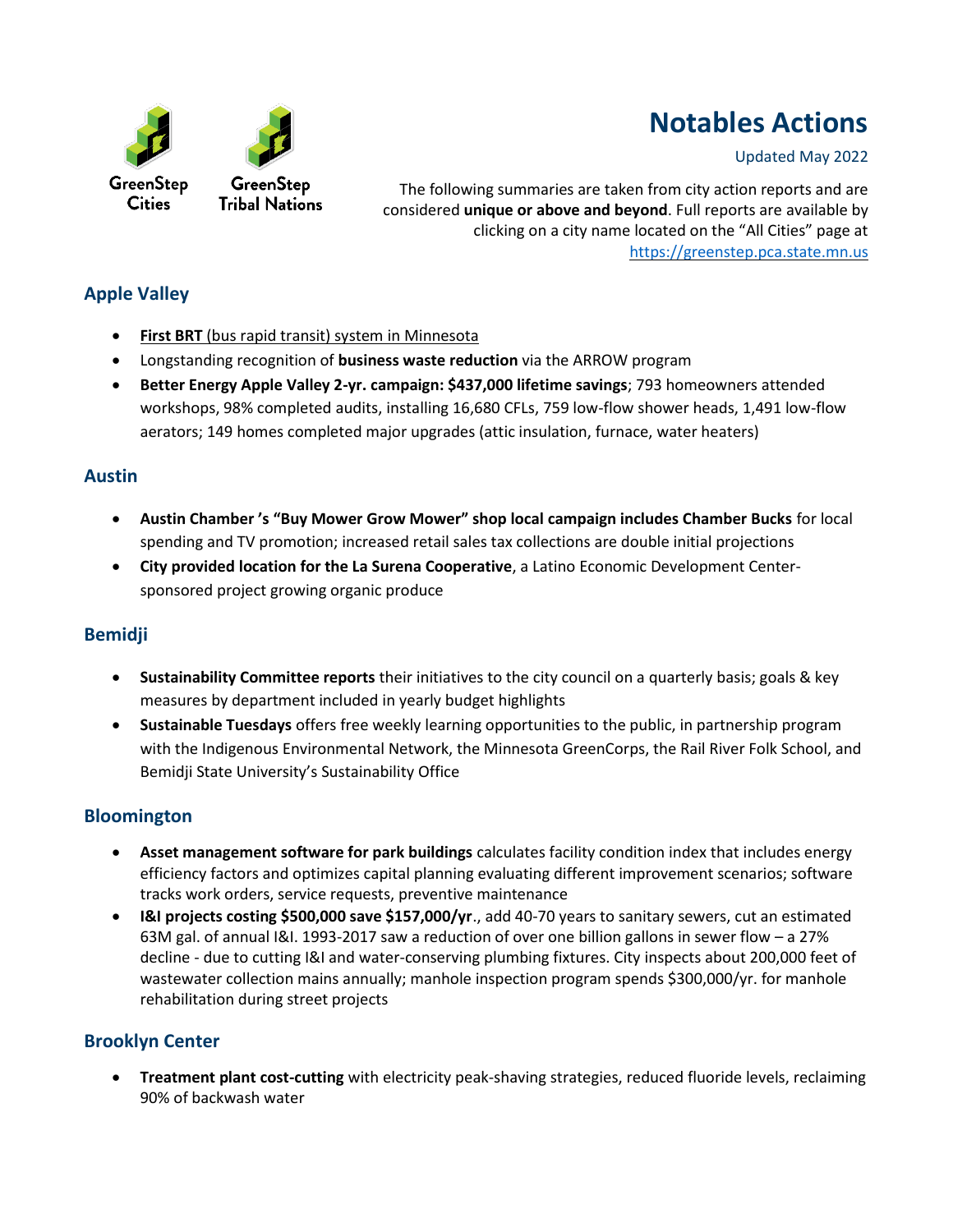GreenStep Cities

GreenStep Tribal Nations

# Notables Actions

Updated May 2022

The following summaries are taken from city action reports and are considered **unique or above and beyond**. Full reports are available by clicking on a city name located on the "All Cities" page at https://greenstep.pca.state.mn.us

## Apple Valley

- **First BRT** (bus rapid transit) system in Minnesota
- Longstanding recognition of **business waste reduction** via the ARROW program
- **Better Energy Apple Valley 2-yr. campaign: $437,000 lifetime savings**; 793 homeowners attended workshops, 98% completed audits, installing 16,680 CFLs, 759 low-flow shower heads, 1,491 low-flow aerators; 149 homes completed major upgrades (attic insulation, furnace, water heaters)

## Austin

- **Austin Chamber 's "Buy Mower Grow Mower" shop local campaign includes Chamber Bucks** for local spending and TV promotion; increased retail sales tax collections are double initial projections
- **City provided location for the La Surena Cooperative**, a Latino Economic Development Center-sponsored project growing organic produce

## Bemidji

- **Sustainability Committee reports** their initiatives to the city council on a quarterly basis; goals & key measures by department included in yearly budget highlights
- **Sustainable Tuesdays** offers free weekly learning opportunities to the public, in partnership program with the Indigenous Environmental Network, the Minnesota GreenCorps, the Rail River Folk School, and Bemidji State University's Sustainability Office

## Bloomington

- **Asset management software for park buildings** calculates facility condition index that includes energy efficiency factors and optimizes capital planning evaluating different improvement scenarios; software tracks work orders, service requests, preventive maintenance
- **I&I projects costing $500,000 save $157,000/yr**., add 40-70 years to sanitary sewers, cut an estimated 63M gal. of annual I&I. 1993-2017 saw a reduction of over one billion gallons in sewer flow – a 27% decline - due to cutting I&I and water-conserving plumbing fixtures. City inspects about 200,000 feet of wastewater collection mains annually; manhole inspection program spends $300,000/yr. for manhole rehabilitation during street projects

## Brooklyn Center

- **Treatment plant cost-cutting** with electricity peak-shaving strategies, reduced fluoride levels, reclaiming 90% of backwash water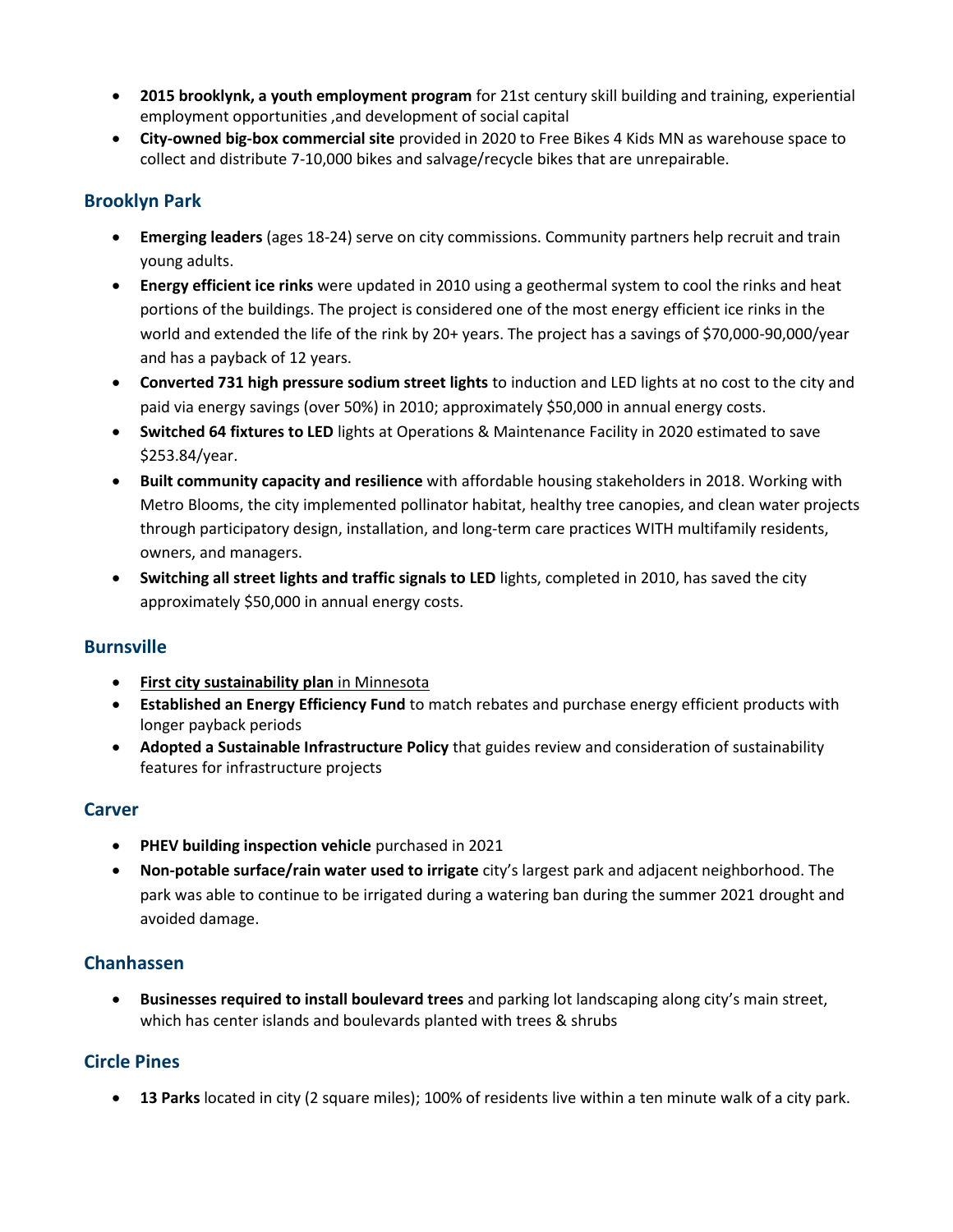- **2015 brooklynk, a youth employment program** for 21st century skill building and training, experiential employment opportunities ,and development of social capital
- **City-owned big-box commercial site** provided in 2020 to Free Bikes 4 Kids MN as warehouse space to collect and distribute 7-10,000 bikes and salvage/recycle bikes that are unrepairable.

## Brooklyn Park

- **Emerging leaders** (ages 18-24) serve on city commissions. Community partners help recruit and train young adults.
- **Energy efficient ice rinks** were updated in 2010 using a geothermal system to cool the rinks and heat portions of the buildings. The project is considered one of the most energy efficient ice rinks in the world and extended the life of the rink by 20+ years. The project has a savings of $70,000-90,000/year and has a payback of 12 years.
- **Converted 731 high pressure sodium street lights** to induction and LED lights at no cost to the city and paid via energy savings (over 50%) in 2010; approximately $50,000 in annual energy costs.
- **Switched 64 fixtures to LED** lights at Operations & Maintenance Facility in 2020 estimated to save $253.84/year.
- **Built community capacity and resilience** with affordable housing stakeholders in 2018. Working with Metro Blooms, the city implemented pollinator habitat, healthy tree canopies, and clean water projects through participatory design, installation, and long-term care practices WITH multifamily residents, owners, and managers.
- **Switching all street lights and traffic signals to LED** lights, completed in 2010, has saved the city approximately $50,000 in annual energy costs.

## Burnsville

- **First city sustainability plan** in Minnesota
- **Established an Energy Efficiency Fund** to match rebates and purchase energy efficient products with longer payback periods
- **Adopted a Sustainable Infrastructure Policy** that guides review and consideration of sustainability features for infrastructure projects

## Carver

- **PHEV building inspection vehicle** purchased in 2021
- **Non-potable surface/rain water used to irrigate** city's largest park and adjacent neighborhood. The park was able to continue to be irrigated during a watering ban during the summer 2021 drought and avoided damage.

## Chanhassen

- **Businesses required to install boulevard trees** and parking lot landscaping along city's main street, which has center islands and boulevards planted with trees & shrubs

## Circle Pines

- **13 Parks** located in city (2 square miles); 100% of residents live within a ten minute walk of a city park.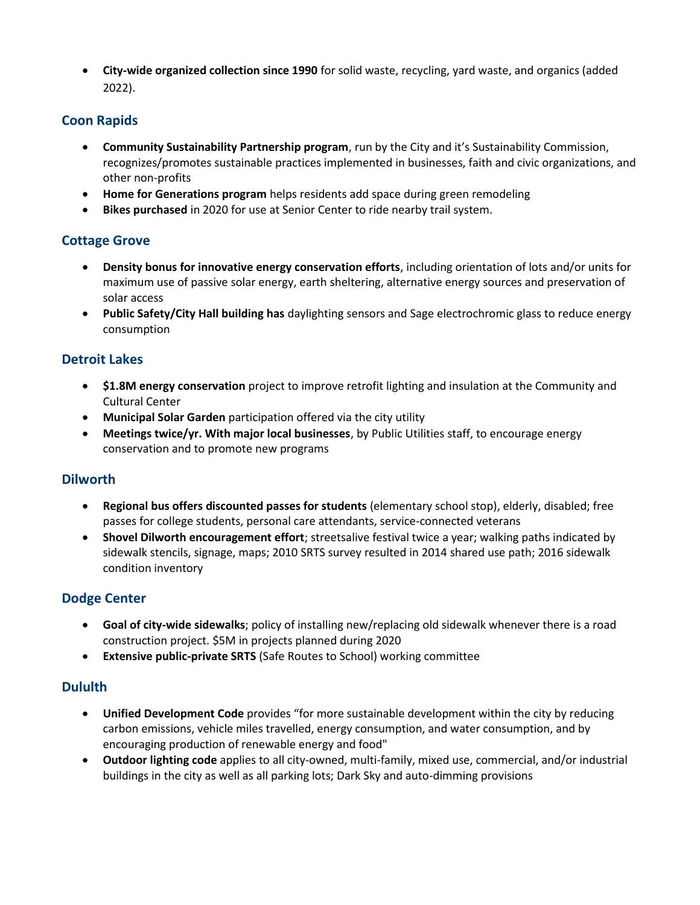- **City-wide organized collection since 1990** for solid waste, recycling, yard waste, and organics (added 2022).

## Coon Rapids

- **Community Sustainability Partnership program**, run by the City and it's Sustainability Commission, recognizes/promotes sustainable practices implemented in businesses, faith and civic organizations, and other non-profits
- **Home for Generations program** helps residents add space during green remodeling
- **Bikes purchased** in 2020 for use at Senior Center to ride nearby trail system.

## Cottage Grove

- **Density bonus for innovative energy conservation efforts**, including orientation of lots and/or units for maximum use of passive solar energy, earth sheltering, alternative energy sources and preservation of solar access
- **Public Safety/City Hall building has** daylighting sensors and Sage electrochromic glass to reduce energy consumption

## Detroit Lakes

- **$1.8M energy conservation** project to improve retrofit lighting and insulation at the Community and Cultural Center
- **Municipal Solar Garden** participation offered via the city utility
- **Meetings twice/yr. With major local businesses**, by Public Utilities staff, to encourage energy conservation and to promote new programs

## Dilworth

- **Regional bus offers discounted passes for students** (elementary school stop), elderly, disabled; free passes for college students, personal care attendants, service-connected veterans
- **Shovel Dilworth encouragement effort**; streetsalive festival twice a year; walking paths indicated by sidewalk stencils, signage, maps; 2010 SRTS survey resulted in 2014 shared use path; 2016 sidewalk condition inventory

## Dodge Center

- **Goal of city-wide sidewalks**; policy of installing new/replacing old sidewalk whenever there is a road construction project. $5M in projects planned during 2020
- **Extensive public-private SRTS** (Safe Routes to School) working committee

## Dululth

- **Unified Development Code** provides "for more sustainable development within the city by reducing carbon emissions, vehicle miles travelled, energy consumption, and water consumption, and by encouraging production of renewable energy and food"
- **Outdoor lighting code** applies to all city-owned, multi-family, mixed use, commercial, and/or industrial buildings in the city as well as all parking lots; Dark Sky and auto-dimming provisions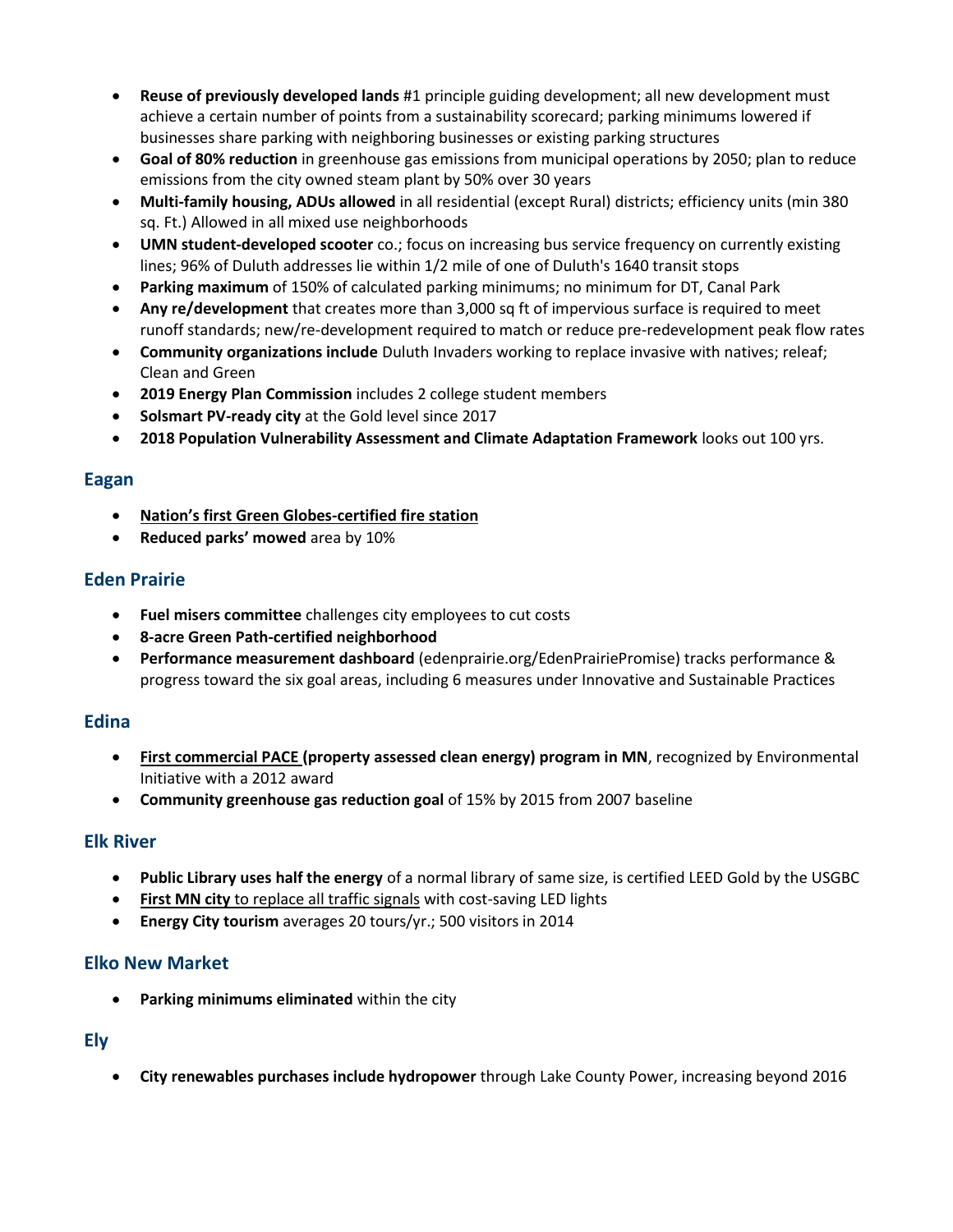- **Reuse of previously developed lands** #1 principle guiding development; all new development must achieve a certain number of points from a sustainability scorecard; parking minimums lowered if businesses share parking with neighboring businesses or existing parking structures
- **Goal of 80% reduction** in greenhouse gas emissions from municipal operations by 2050; plan to reduce emissions from the city owned steam plant by 50% over 30 years
- **Multi-family housing, ADUs allowed** in all residential (except Rural) districts; efficiency units (min 380 sq. Ft.) Allowed in all mixed use neighborhoods
- **UMN student-developed scooter** co.; focus on increasing bus service frequency on currently existing lines; 96% of Duluth addresses lie within 1/2 mile of one of Duluth's 1640 transit stops
- **Parking maximum** of 150% of calculated parking minimums; no minimum for DT, Canal Park
- **Any re/development** that creates more than 3,000 sq ft of impervious surface is required to meet runoff standards; new/re-development required to match or reduce pre-redevelopment peak flow rates
- **Community organizations include** Duluth Invaders working to replace invasive with natives; releaf; Clean and Green
- **2019 Energy Plan Commission** includes 2 college student members
- **Solsmart PV-ready city** at the Gold level since 2017
- **2018 Population Vulnerability Assessment and Climate Adaptation Framework** looks out 100 yrs.

## Eagan

- **Nation's first Green Globes-certified fire station**
- **Reduced parks' mowed** area by 10%

## Eden Prairie

- **Fuel misers committee** challenges city employees to cut costs
- **8-acre Green Path-certified neighborhood**
- **Performance measurement dashboard** (edenprairie.org/EdenPrairiePromise) tracks performance & progress toward the six goal areas, including 6 measures under Innovative and Sustainable Practices

## Edina

- **First commercial PACE (property assessed clean energy) program in MN**, recognized by Environmental Initiative with a 2012 award
- **Community greenhouse gas reduction goal** of 15% by 2015 from 2007 baseline

## Elk River

- **Public Library uses half the energy** of a normal library of same size, is certified LEED Gold by the USGBC
- **First MN city** to replace all traffic signals with cost-saving LED lights
- **Energy City tourism** averages 20 tours/yr.; 500 visitors in 2014

## Elko New Market

- **Parking minimums eliminated** within the city

## Ely

- **City renewables purchases include hydropower** through Lake County Power, increasing beyond 2016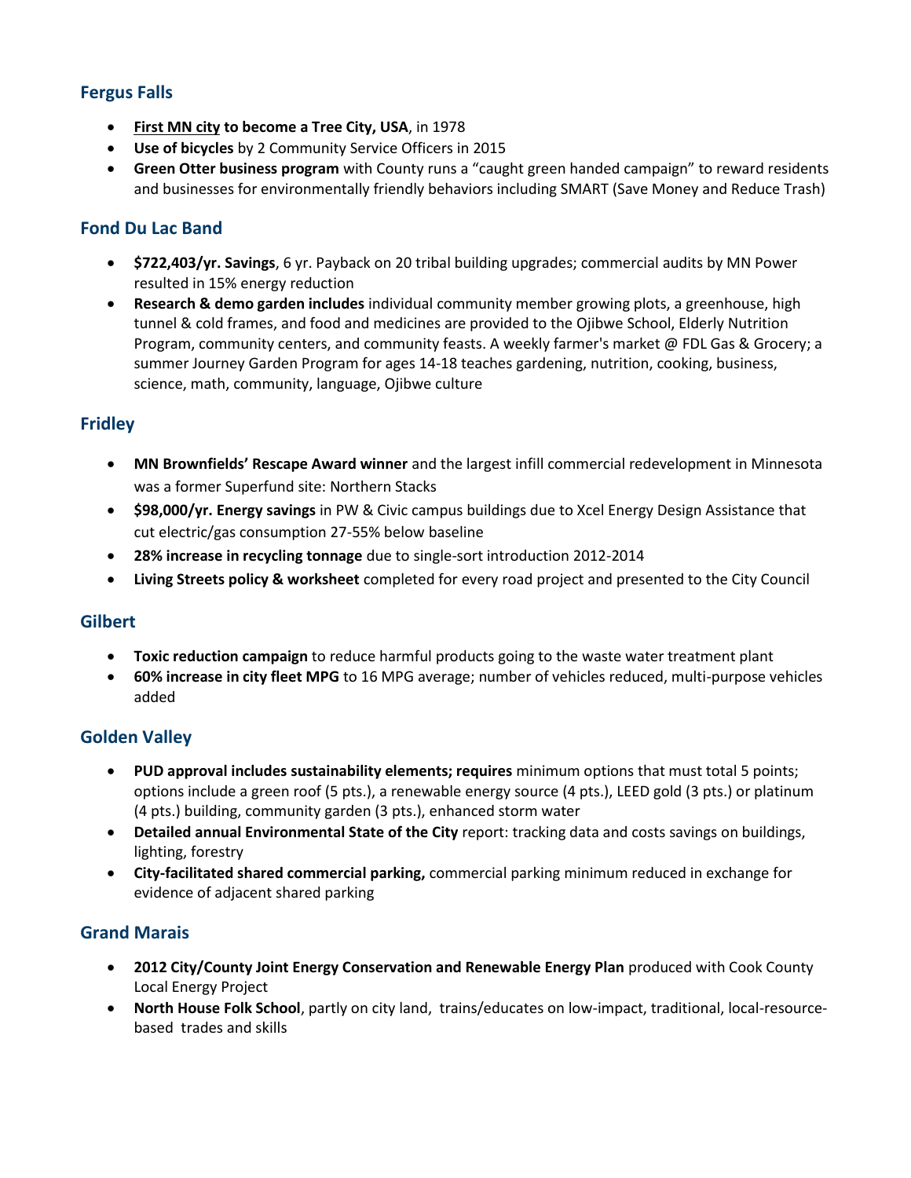## Fergus Falls

- **First MN city to become a Tree City, USA**, in 1978
- **Use of bicycles** by 2 Community Service Officers in 2015
- **Green Otter business program** with County runs a "caught green handed campaign" to reward residents and businesses for environmentally friendly behaviors including SMART (Save Money and Reduce Trash)

## Fond Du Lac Band

- **$722,403/yr. Savings**, 6 yr. Payback on 20 tribal building upgrades; commercial audits by MN Power resulted in 15% energy reduction
- **Research & demo garden includes** individual community member growing plots, a greenhouse, high tunnel & cold frames, and food and medicines are provided to the Ojibwe School, Elderly Nutrition Program, community centers, and community feasts. A weekly farmer's market @ FDL Gas & Grocery; a summer Journey Garden Program for ages 14-18 teaches gardening, nutrition, cooking, business, science, math, community, language, Ojibwe culture

## Fridley

- **MN Brownfields' Rescape Award winner** and the largest infill commercial redevelopment in Minnesota was a former Superfund site: Northern Stacks
- **$98,000/yr. Energy savings** in PW & Civic campus buildings due to Xcel Energy Design Assistance that cut electric/gas consumption 27-55% below baseline
- **28% increase in recycling tonnage** due to single-sort introduction 2012-2014
- **Living Streets policy & worksheet** completed for every road project and presented to the City Council

## Gilbert

- **Toxic reduction campaign** to reduce harmful products going to the waste water treatment plant
- **60% increase in city fleet MPG** to 16 MPG average; number of vehicles reduced, multi-purpose vehicles added

## Golden Valley

- **PUD approval includes sustainability elements; requires** minimum options that must total 5 points; options include a green roof (5 pts.), a renewable energy source (4 pts.), LEED gold (3 pts.) or platinum (4 pts.) building, community garden (3 pts.), enhanced storm water
- **Detailed annual Environmental State of the City** report: tracking data and costs savings on buildings, lighting, forestry
- **City-facilitated shared commercial parking,** commercial parking minimum reduced in exchange for evidence of adjacent shared parking

## Grand Marais

- **2012 City/County Joint Energy Conservation and Renewable Energy Plan** produced with Cook County Local Energy Project
- **North House Folk School**, partly on city land, trains/educates on low-impact, traditional, local-resource-based trades and skills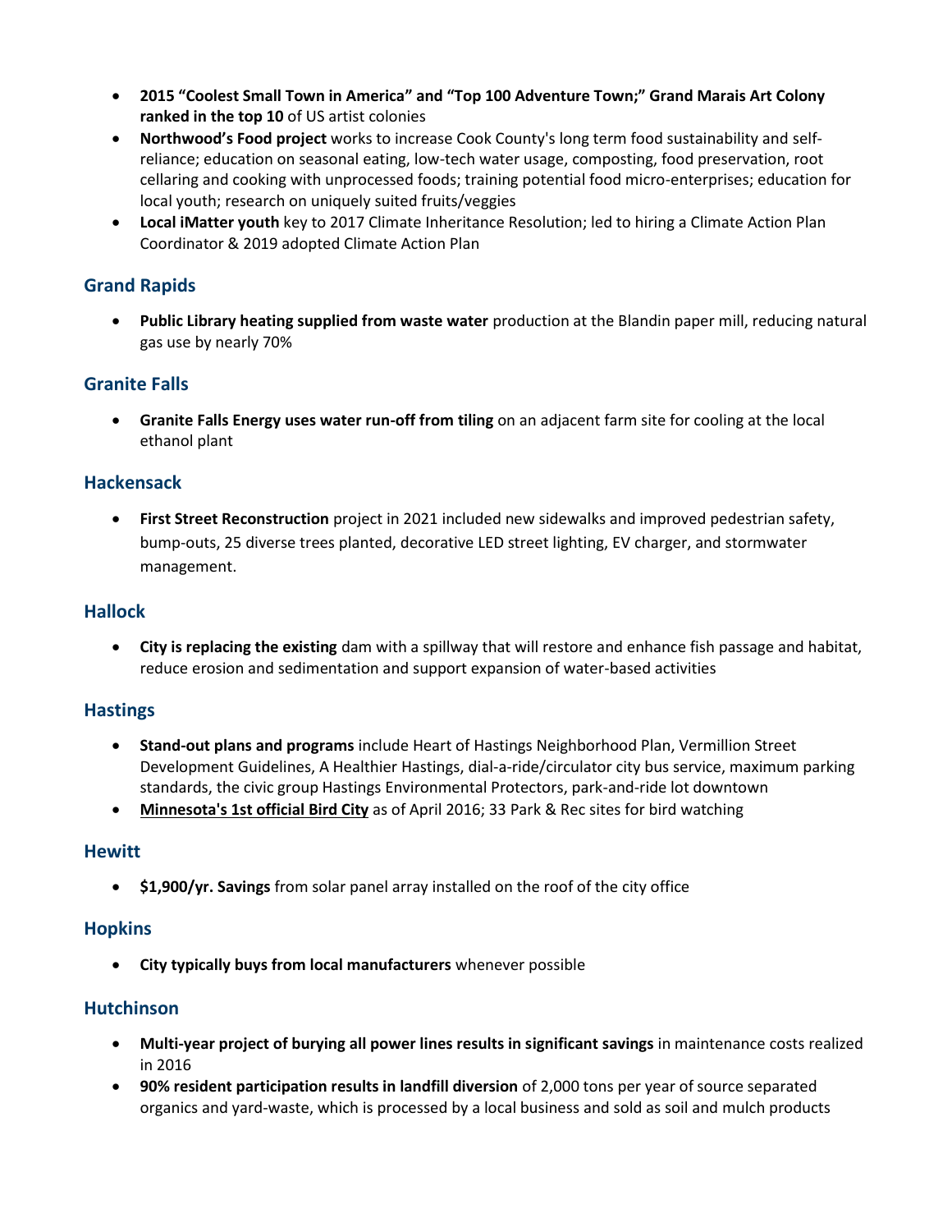- **2015 "Coolest Small Town in America" and "Top 100 Adventure Town;" Grand Marais Art Colony ranked in the top 10** of US artist colonies
- **Northwood's Food project** works to increase Cook County's long term food sustainability and self-reliance; education on seasonal eating, low-tech water usage, composting, food preservation, root cellaring and cooking with unprocessed foods; training potential food micro-enterprises; education for local youth; research on uniquely suited fruits/veggies
- **Local iMatter youth** key to 2017 Climate Inheritance Resolution; led to hiring a Climate Action Plan Coordinator & 2019 adopted Climate Action Plan

## Grand Rapids

- **Public Library heating supplied from waste water** production at the Blandin paper mill, reducing natural gas use by nearly 70%

## Granite Falls

- **Granite Falls Energy uses water run-off from tiling** on an adjacent farm site for cooling at the local ethanol plant

## Hackensack

- **First Street Reconstruction** project in 2021 included new sidewalks and improved pedestrian safety, bump-outs, 25 diverse trees planted, decorative LED street lighting, EV charger, and stormwater management.

## Hallock

- **City is replacing the existing** dam with a spillway that will restore and enhance fish passage and habitat, reduce erosion and sedimentation and support expansion of water-based activities

## Hastings

- **Stand-out plans and programs** include Heart of Hastings Neighborhood Plan, Vermillion Street Development Guidelines, A Healthier Hastings, dial-a-ride/circulator city bus service, maximum parking standards, the civic group Hastings Environmental Protectors, park-and-ride lot downtown
- **Minnesota's 1st official Bird City** as of April 2016; 33 Park & Rec sites for bird watching

## Hewitt

- **$1,900/yr. Savings** from solar panel array installed on the roof of the city office

## Hopkins

- **City typically buys from local manufacturers** whenever possible

## Hutchinson

- **Multi-year project of burying all power lines results in significant savings** in maintenance costs realized in 2016
- **90% resident participation results in landfill diversion** of 2,000 tons per year of source separated organics and yard-waste, which is processed by a local business and sold as soil and mulch products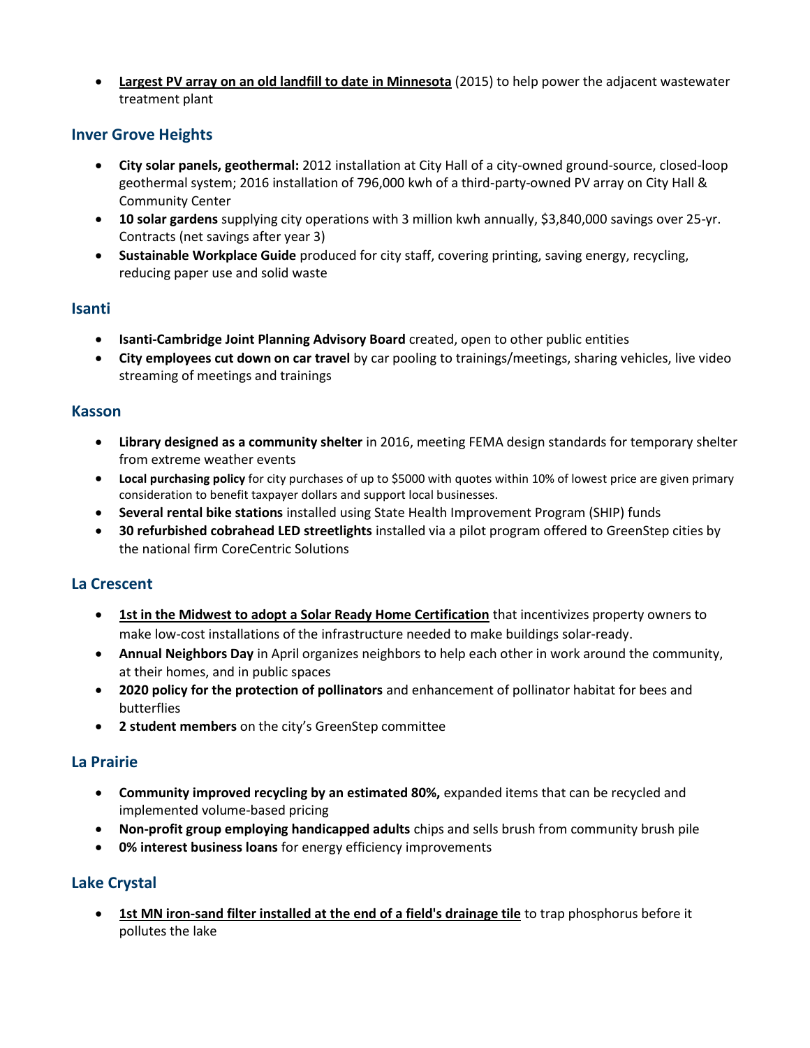- **Largest PV array on an old landfill to date in Minnesota** (2015) to help power the adjacent wastewater treatment plant

## Inver Grove Heights

- **City solar panels, geothermal:** 2012 installation at City Hall of a city-owned ground-source, closed-loop geothermal system; 2016 installation of 796,000 kwh of a third-party-owned PV array on City Hall & Community Center
- **10 solar gardens** supplying city operations with 3 million kwh annually, $3,840,000 savings over 25-yr. Contracts (net savings after year 3)
- **Sustainable Workplace Guide** produced for city staff, covering printing, saving energy, recycling, reducing paper use and solid waste

## Isanti

- **Isanti-Cambridge Joint Planning Advisory Board** created, open to other public entities
- **City employees cut down on car travel** by car pooling to trainings/meetings, sharing vehicles, live video streaming of meetings and trainings

## Kasson

- **Library designed as a community shelter** in 2016, meeting FEMA design standards for temporary shelter from extreme weather events
- **Local purchasing policy** for city purchases of up to $5000 with quotes within 10% of lowest price are given primary consideration to benefit taxpayer dollars and support local businesses.
- **Several rental bike stations** installed using State Health Improvement Program (SHIP) funds
- **30 refurbished cobrahead LED streetlights** installed via a pilot program offered to GreenStep cities by the national firm CoreCentric Solutions

## La Crescent

- **1st in the Midwest to adopt a Solar Ready Home Certification** that incentivizes property owners to make low-cost installations of the infrastructure needed to make buildings solar-ready.
- **Annual Neighbors Day** in April organizes neighbors to help each other in work around the community, at their homes, and in public spaces
- **2020 policy for the protection of pollinators** and enhancement of pollinator habitat for bees and butterflies
- **2 student members** on the city's GreenStep committee

## La Prairie

- **Community improved recycling by an estimated 80%,** expanded items that can be recycled and implemented volume-based pricing
- **Non-profit group employing handicapped adults** chips and sells brush from community brush pile
- **0% interest business loans** for energy efficiency improvements

## Lake Crystal

- **1st MN iron-sand filter installed at the end of a field's drainage tile** to trap phosphorus before it pollutes the lake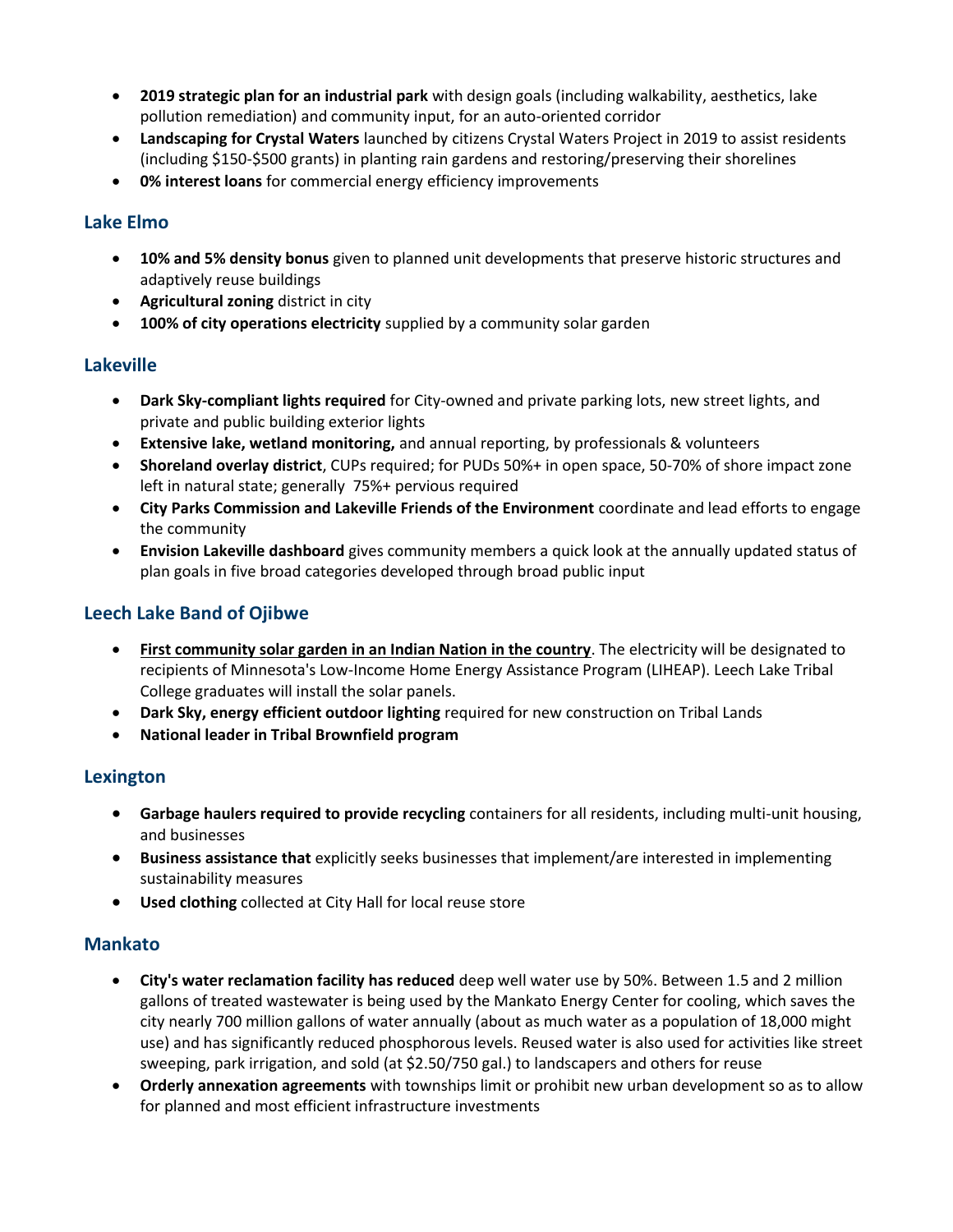- **2019 strategic plan for an industrial park** with design goals (including walkability, aesthetics, lake pollution remediation) and community input, for an auto-oriented corridor
- **Landscaping for Crystal Waters** launched by citizens Crystal Waters Project in 2019 to assist residents (including $150-$500 grants) in planting rain gardens and restoring/preserving their shorelines
- **0% interest loans** for commercial energy efficiency improvements

## Lake Elmo

- **10% and 5% density bonus** given to planned unit developments that preserve historic structures and adaptively reuse buildings
- **Agricultural zoning** district in city
- **100% of city operations electricity** supplied by a community solar garden

## Lakeville

- **Dark Sky-compliant lights required** for City-owned and private parking lots, new street lights, and private and public building exterior lights
- **Extensive lake, wetland monitoring,** and annual reporting, by professionals & volunteers
- **Shoreland overlay district**, CUPs required; for PUDs 50%+ in open space, 50-70% of shore impact zone left in natural state; generally 75%+ pervious required
- **City Parks Commission and Lakeville Friends of the Environment** coordinate and lead efforts to engage the community
- **Envision Lakeville dashboard** gives community members a quick look at the annually updated status of plan goals in five broad categories developed through broad public input

## Leech Lake Band of Ojibwe

- **First community solar garden in an Indian Nation in the country**. The electricity will be designated to recipients of Minnesota's Low-Income Home Energy Assistance Program (LIHEAP). Leech Lake Tribal College graduates will install the solar panels.
- **Dark Sky, energy efficient outdoor lighting** required for new construction on Tribal Lands
- **National leader in Tribal Brownfield program**

## Lexington

- **Garbage haulers required to provide recycling** containers for all residents, including multi-unit housing, and businesses
- **Business assistance that** explicitly seeks businesses that implement/are interested in implementing sustainability measures
- **Used clothing** collected at City Hall for local reuse store

## Mankato

- **City's water reclamation facility has reduced** deep well water use by 50%. Between 1.5 and 2 million gallons of treated wastewater is being used by the Mankato Energy Center for cooling, which saves the city nearly 700 million gallons of water annually (about as much water as a population of 18,000 might use) and has significantly reduced phosphorous levels. Reused water is also used for activities like street sweeping, park irrigation, and sold (at $2.50/750 gal.) to landscapers and others for reuse
- **Orderly annexation agreements** with townships limit or prohibit new urban development so as to allow for planned and most efficient infrastructure investments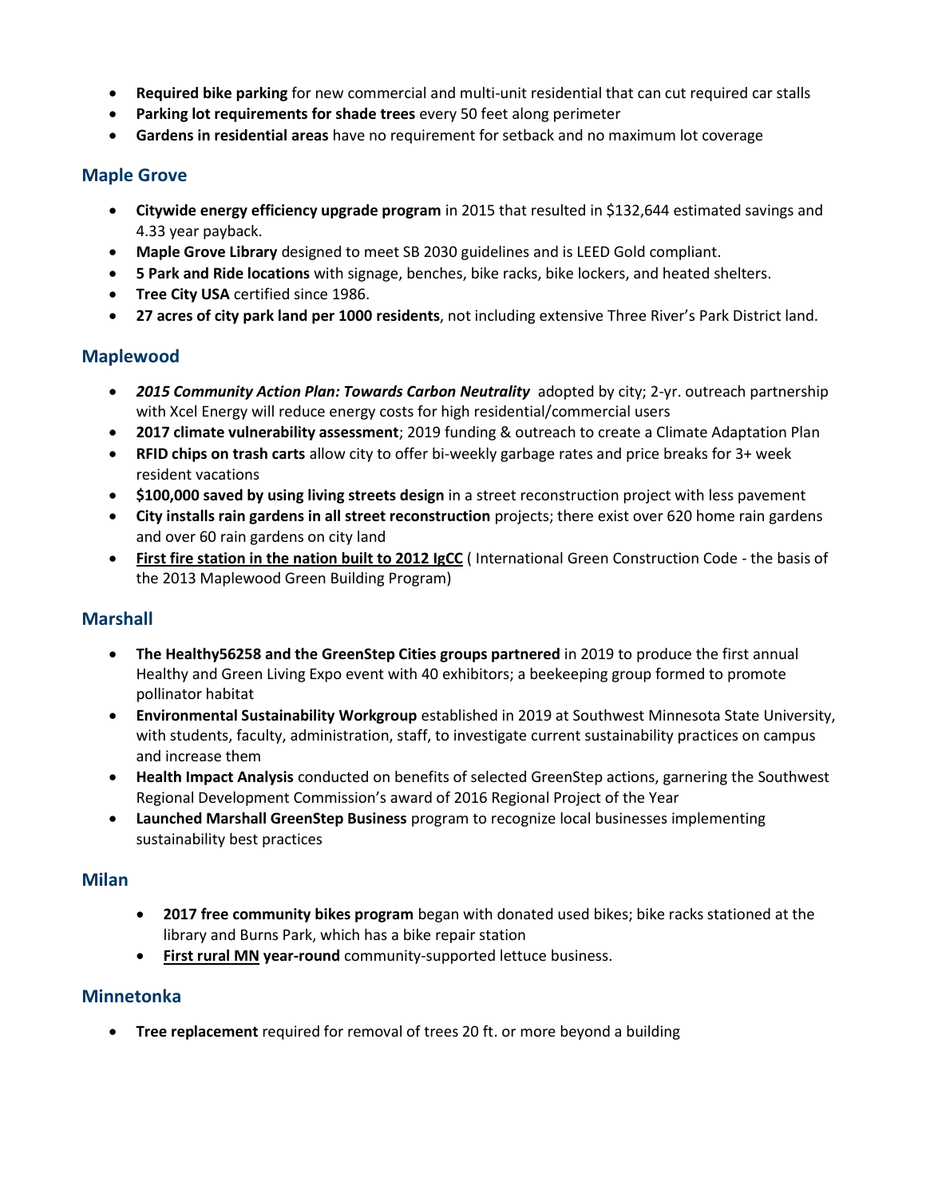- **Required bike parking** for new commercial and multi-unit residential that can cut required car stalls
- **Parking lot requirements for shade trees** every 50 feet along perimeter
- **Gardens in residential areas** have no requirement for setback and no maximum lot coverage

## Maple Grove

- **Citywide energy efficiency upgrade program** in 2015 that resulted in $132,644 estimated savings and 4.33 year payback.
- **Maple Grove Library** designed to meet SB 2030 guidelines and is LEED Gold compliant.
- **5 Park and Ride locations** with signage, benches, bike racks, bike lockers, and heated shelters.
- **Tree City USA** certified since 1986.
- **27 acres of city park land per 1000 residents**, not including extensive Three River's Park District land.

## Maplewood

- ***2015 Community Action Plan: Towards Carbon Neutrality*** adopted by city; 2-yr. outreach partnership with Xcel Energy will reduce energy costs for high residential/commercial users
- **2017 climate vulnerability assessment**; 2019 funding & outreach to create a Climate Adaptation Plan
- **RFID chips on trash carts** allow city to offer bi-weekly garbage rates and price breaks for 3+ week resident vacations
- **$100,000 saved by using living streets design** in a street reconstruction project with less pavement
- **City installs rain gardens in all street reconstruction** projects; there exist over 620 home rain gardens and over 60 rain gardens on city land
- **First fire station in the nation built to 2012 IgCC** ( International Green Construction Code - the basis of the 2013 Maplewood Green Building Program)

## Marshall

- **The Healthy56258 and the GreenStep Cities groups partnered** in 2019 to produce the first annual Healthy and Green Living Expo event with 40 exhibitors; a beekeeping group formed to promote pollinator habitat
- **Environmental Sustainability Workgroup** established in 2019 at Southwest Minnesota State University, with students, faculty, administration, staff, to investigate current sustainability practices on campus and increase them
- **Health Impact Analysis** conducted on benefits of selected GreenStep actions, garnering the Southwest Regional Development Commission's award of 2016 Regional Project of the Year
- **Launched Marshall GreenStep Business** program to recognize local businesses implementing sustainability best practices

## Milan

- **2017 free community bikes program** began with donated used bikes; bike racks stationed at the library and Burns Park, which has a bike repair station
- **First rural MN year-round** community-supported lettuce business.

## Minnetonka

- **Tree replacement** required for removal of trees 20 ft. or more beyond a building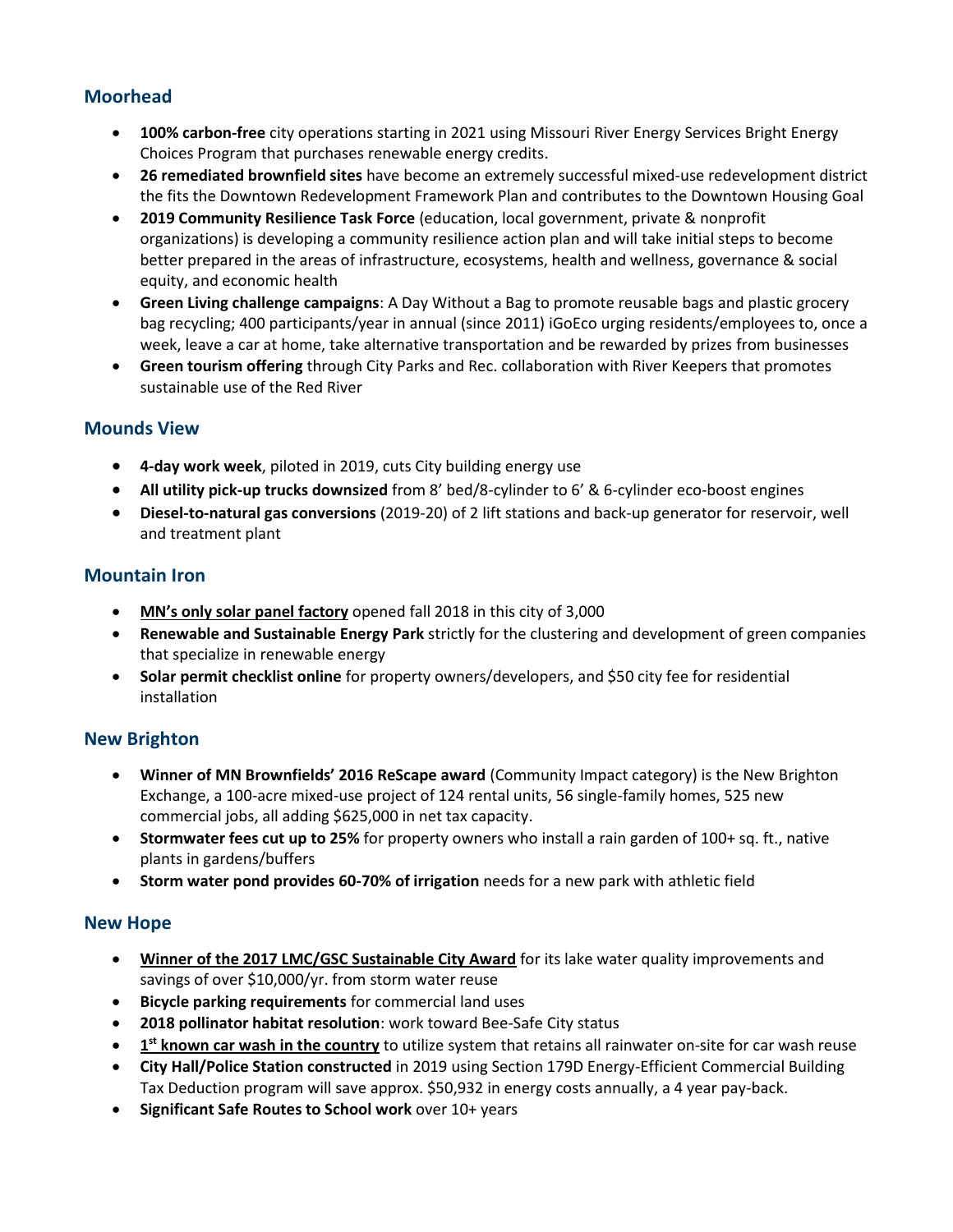## Moorhead

- **100% carbon-free** city operations starting in 2021 using Missouri River Energy Services Bright Energy Choices Program that purchases renewable energy credits.
- **26 remediated brownfield sites** have become an extremely successful mixed-use redevelopment district the fits the Downtown Redevelopment Framework Plan and contributes to the Downtown Housing Goal
- **2019 Community Resilience Task Force** (education, local government, private & nonprofit organizations) is developing a community resilience action plan and will take initial steps to become better prepared in the areas of infrastructure, ecosystems, health and wellness, governance & social equity, and economic health
- **Green Living challenge campaigns**: A Day Without a Bag to promote reusable bags and plastic grocery bag recycling; 400 participants/year in annual (since 2011) iGoEco urging residents/employees to, once a week, leave a car at home, take alternative transportation and be rewarded by prizes from businesses
- **Green tourism offering** through City Parks and Rec. collaboration with River Keepers that promotes sustainable use of the Red River

## Mounds View

- **4-day work week**, piloted in 2019, cuts City building energy use
- **All utility pick-up trucks downsized** from 8' bed/8-cylinder to 6' & 6-cylinder eco-boost engines
- **Diesel-to-natural gas conversions** (2019-20) of 2 lift stations and back-up generator for reservoir, well and treatment plant

## Mountain Iron

- **<u>MN's only solar panel factory</u>** opened fall 2018 in this city of 3,000
- **Renewable and Sustainable Energy Park** strictly for the clustering and development of green companies that specialize in renewable energy
- **Solar permit checklist online** for property owners/developers, and $50 city fee for residential installation

## New Brighton

- **Winner of MN Brownfields' 2016 ReScape award** (Community Impact category) is the New Brighton Exchange, a 100-acre mixed-use project of 124 rental units, 56 single-family homes, 525 new commercial jobs, all adding $625,000 in net tax capacity.
- **Stormwater fees cut up to 25%** for property owners who install a rain garden of 100+ sq. ft., native plants in gardens/buffers
- **Storm water pond provides 60-70% of irrigation** needs for a new park with athletic field

## New Hope

- **<u>Winner of the 2017 LMC/GSC Sustainable City Award</u>** for its lake water quality improvements and savings of over $10,000/yr. from storm water reuse
- **Bicycle parking requirements** for commercial land uses
- **2018 pollinator habitat resolution**: work toward Bee-Safe City status
- **<u>1st known car wash in the country</u>** to utilize system that retains all rainwater on-site for car wash reuse
- **City Hall/Police Station constructed** in 2019 using Section 179D Energy-Efficient Commercial Building Tax Deduction program will save approx. $50,932 in energy costs annually, a 4 year pay-back.
- **Significant Safe Routes to School work** over 10+ years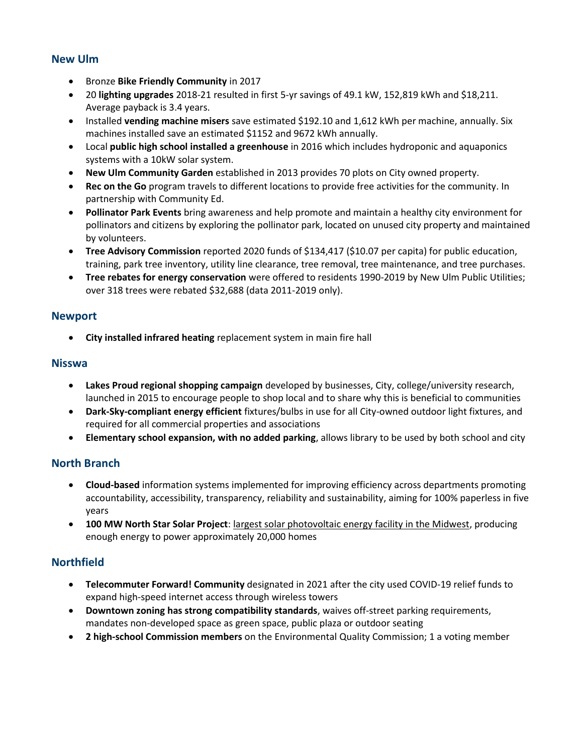## New Ulm

- Bronze **Bike Friendly Community** in 2017
- 20 **lighting upgrades** 2018-21 resulted in first 5-yr savings of 49.1 kW, 152,819 kWh and $18,211. Average payback is 3.4 years.
- Installed **vending machine misers** save estimated $192.10 and 1,612 kWh per machine, annually. Six machines installed save an estimated $1152 and 9672 kWh annually.
- Local **public high school installed a greenhouse** in 2016 which includes hydroponic and aquaponics systems with a 10kW solar system.
- **New Ulm Community Garden** established in 2013 provides 70 plots on City owned property.
- **Rec on the Go** program travels to different locations to provide free activities for the community. In partnership with Community Ed.
- **Pollinator Park Events** bring awareness and help promote and maintain a healthy city environment for pollinators and citizens by exploring the pollinator park, located on unused city property and maintained by volunteers.
- **Tree Advisory Commission** reported 2020 funds of $134,417 ($10.07 per capita) for public education, training, park tree inventory, utility line clearance, tree removal, tree maintenance, and tree purchases.
- **Tree rebates for energy conservation** were offered to residents 1990-2019 by New Ulm Public Utilities; over 318 trees were rebated $32,688 (data 2011-2019 only).

## Newport

- **City installed infrared heating** replacement system in main fire hall

## Nisswa

- **Lakes Proud regional shopping campaign** developed by businesses, City, college/university research, launched in 2015 to encourage people to shop local and to share why this is beneficial to communities
- **Dark-Sky-compliant energy efficient** fixtures/bulbs in use for all City-owned outdoor light fixtures, and required for all commercial properties and associations
- **Elementary school expansion, with no added parking**, allows library to be used by both school and city

## North Branch

- **Cloud-based** information systems implemented for improving efficiency across departments promoting accountability, accessibility, transparency, reliability and sustainability, aiming for 100% paperless in five years
- **100 MW North Star Solar Project**: largest solar photovoltaic energy facility in the Midwest, producing enough energy to power approximately 20,000 homes

## Northfield

- **Telecommuter Forward! Community** designated in 2021 after the city used COVID-19 relief funds to expand high-speed internet access through wireless towers
- **Downtown zoning has strong compatibility standards**, waives off-street parking requirements, mandates non-developed space as green space, public plaza or outdoor seating
- **2 high-school Commission members** on the Environmental Quality Commission; 1 a voting member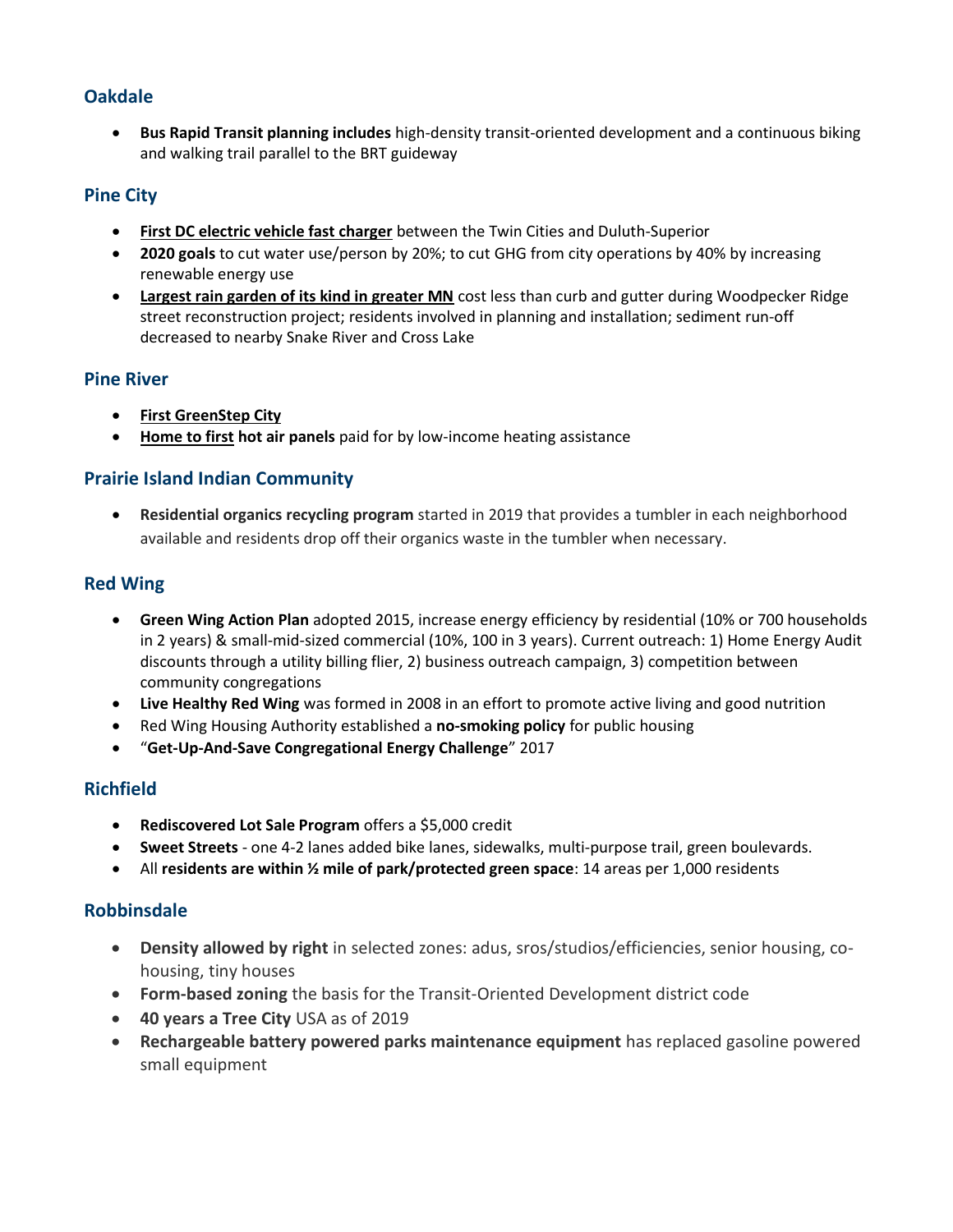### Oakdale

- **Bus Rapid Transit planning includes** high-density transit-oriented development and a continuous biking and walking trail parallel to the BRT guideway

### Pine City

- **First DC electric vehicle fast charger** between the Twin Cities and Duluth-Superior
- **2020 goals** to cut water use/person by 20%; to cut GHG from city operations by 40% by increasing renewable energy use
- **Largest rain garden of its kind in greater MN** cost less than curb and gutter during Woodpecker Ridge street reconstruction project; residents involved in planning and installation; sediment run-off decreased to nearby Snake River and Cross Lake

### Pine River

- **First GreenStep City**
- **Home to first hot air panels** paid for by low-income heating assistance

### Prairie Island Indian Community

- **Residential organics recycling program** started in 2019 that provides a tumbler in each neighborhood available and residents drop off their organics waste in the tumbler when necessary.

### Red Wing

- **Green Wing Action Plan** adopted 2015, increase energy efficiency by residential (10% or 700 households in 2 years) & small-mid-sized commercial (10%, 100 in 3 years). Current outreach: 1) Home Energy Audit discounts through a utility billing flier, 2) business outreach campaign, 3) competition between community congregations
- **Live Healthy Red Wing** was formed in 2008 in an effort to promote active living and good nutrition
- Red Wing Housing Authority established a **no-smoking policy** for public housing
- "**Get-Up-And-Save Congregational Energy Challenge**" 2017

### Richfield

- **Rediscovered Lot Sale Program** offers a $5,000 credit
- **Sweet Streets** - one 4-2 lanes added bike lanes, sidewalks, multi-purpose trail, green boulevards.
- All **residents are within ½ mile of park/protected green space**: 14 areas per 1,000 residents

### Robbinsdale

- **Density allowed by right** in selected zones: adus, sros/studios/efficiencies, senior housing, co-housing, tiny houses
- **Form-based zoning** the basis for the Transit-Oriented Development district code
- **40 years a Tree City** USA as of 2019
- **Rechargeable battery powered parks maintenance equipment** has replaced gasoline powered small equipment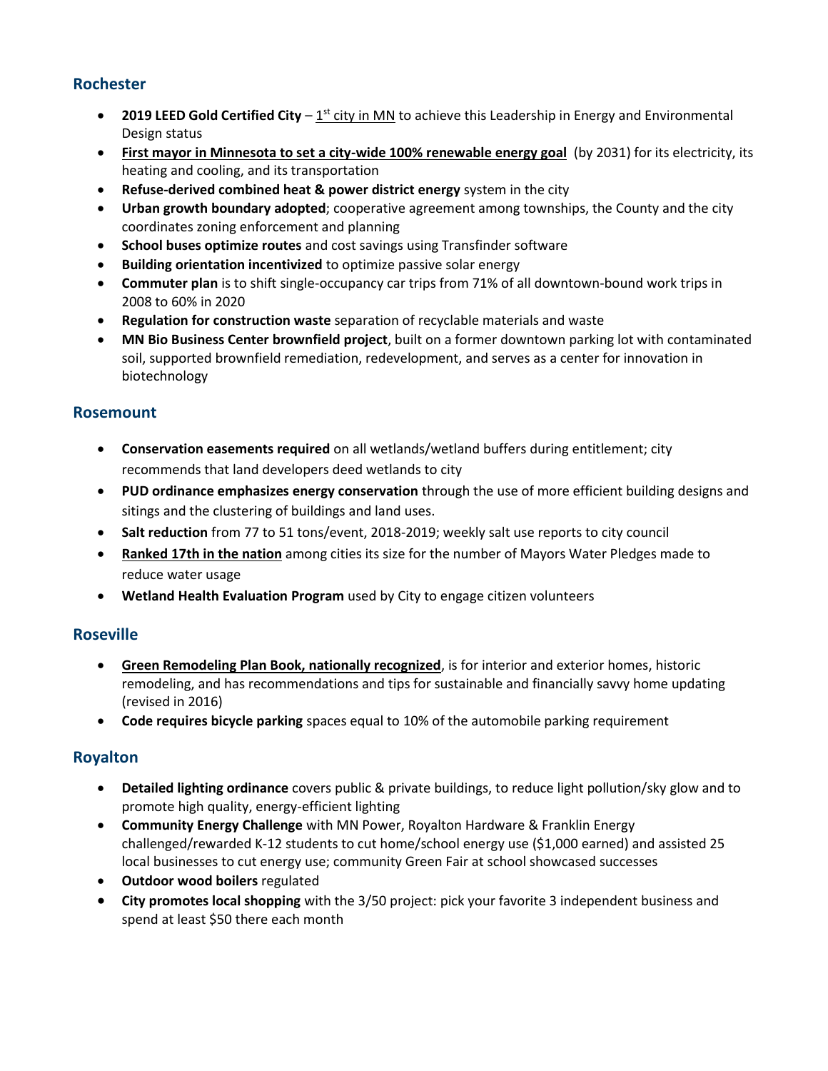## Rochester

- **2019 LEED Gold Certified City** – 1st city in MN to achieve this Leadership in Energy and Environmental Design status
- **First mayor in Minnesota to set a city-wide 100% renewable energy goal** (by 2031) for its electricity, its heating and cooling, and its transportation
- **Refuse-derived combined heat & power district energy** system in the city
- **Urban growth boundary adopted**; cooperative agreement among townships, the County and the city coordinates zoning enforcement and planning
- **School buses optimize routes** and cost savings using Transfinder software
- **Building orientation incentivized** to optimize passive solar energy
- **Commuter plan** is to shift single-occupancy car trips from 71% of all downtown-bound work trips in 2008 to 60% in 2020
- **Regulation for construction waste** separation of recyclable materials and waste
- **MN Bio Business Center brownfield project**, built on a former downtown parking lot with contaminated soil, supported brownfield remediation, redevelopment, and serves as a center for innovation in biotechnology

## Rosemount

- **Conservation easements required** on all wetlands/wetland buffers during entitlement; city recommends that land developers deed wetlands to city
- **PUD ordinance emphasizes energy conservation** through the use of more efficient building designs and sitings and the clustering of buildings and land uses.
- **Salt reduction** from 77 to 51 tons/event, 2018-2019; weekly salt use reports to city council
- **Ranked 17th in the nation** among cities its size for the number of Mayors Water Pledges made to reduce water usage
- **Wetland Health Evaluation Program** used by City to engage citizen volunteers

## Roseville

- **Green Remodeling Plan Book, nationally recognized**, is for interior and exterior homes, historic remodeling, and has recommendations and tips for sustainable and financially savvy home updating (revised in 2016)
- **Code requires bicycle parking** spaces equal to 10% of the automobile parking requirement

## Royalton

- **Detailed lighting ordinance** covers public & private buildings, to reduce light pollution/sky glow and to promote high quality, energy-efficient lighting
- **Community Energy Challenge** with MN Power, Royalton Hardware & Franklin Energy challenged/rewarded K-12 students to cut home/school energy use ($1,000 earned) and assisted 25 local businesses to cut energy use; community Green Fair at school showcased successes
- **Outdoor wood boilers** regulated
- **City promotes local shopping** with the 3/50 project: pick your favorite 3 independent business and spend at least $50 there each month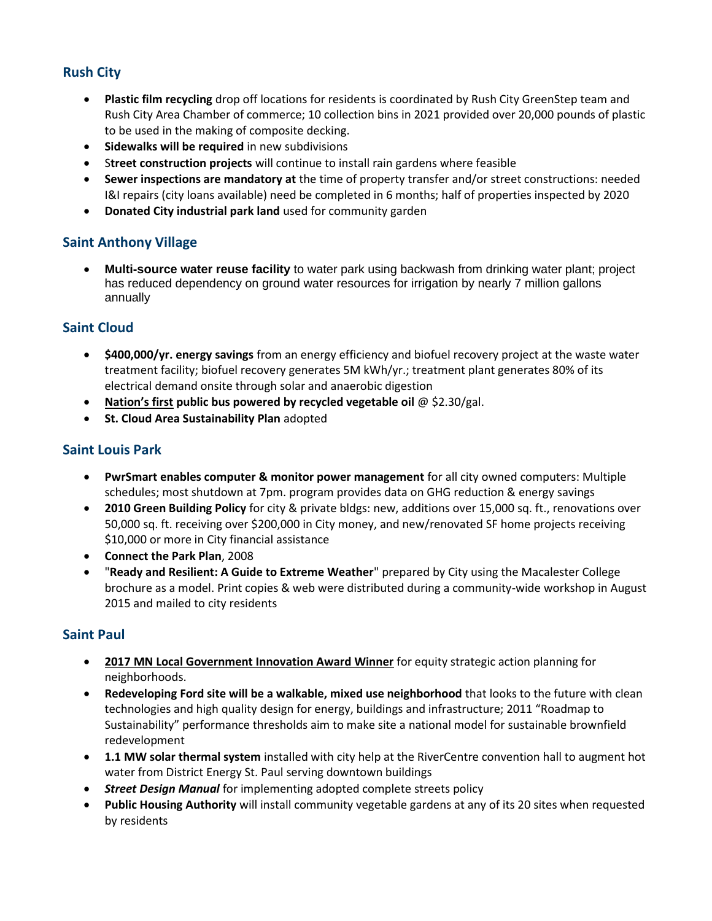## Rush City

- **Plastic film recycling** drop off locations for residents is coordinated by Rush City GreenStep team and Rush City Area Chamber of commerce; 10 collection bins in 2021 provided over 20,000 pounds of plastic to be used in the making of composite decking.
- **Sidewalks will be required** in new subdivisions
- S**treet construction projects** will continue to install rain gardens where feasible
- **Sewer inspections are mandatory at** the time of property transfer and/or street constructions: needed I&I repairs (city loans available) need be completed in 6 months; half of properties inspected by 2020
- **Donated City industrial park land** used for community garden

## Saint Anthony Village

- **Multi-source water reuse facility** to water park using backwash from drinking water plant; project has reduced dependency on ground water resources for irrigation by nearly 7 million gallons annually

## Saint Cloud

- **$400,000/yr. energy savings** from an energy efficiency and biofuel recovery project at the waste water treatment facility; biofuel recovery generates 5M kWh/yr.; treatment plant generates 80% of its electrical demand onsite through solar and anaerobic digestion
- **Nation's first public bus powered by recycled vegetable oil** @ $2.30/gal.
- **St. Cloud Area Sustainability Plan** adopted

## Saint Louis Park

- **PwrSmart enables computer & monitor power management** for all city owned computers: Multiple schedules; most shutdown at 7pm. program provides data on GHG reduction & energy savings
- **2010 Green Building Policy** for city & private bldgs: new, additions over 15,000 sq. ft., renovations over 50,000 sq. ft. receiving over $200,000 in City money, and new/renovated SF home projects receiving $10,000 or more in City financial assistance
- **Connect the Park Plan**, 2008
- "**Ready and Resilient: A Guide to Extreme Weather**" prepared by City using the Macalester College brochure as a model. Print copies & web were distributed during a community-wide workshop in August 2015 and mailed to city residents

## Saint Paul

- **2017 MN Local Government Innovation Award Winner** for equity strategic action planning for neighborhoods.
- **Redeveloping Ford site will be a walkable, mixed use neighborhood** that looks to the future with clean technologies and high quality design for energy, buildings and infrastructure; 2011 "Roadmap to Sustainability" performance thresholds aim to make site a national model for sustainable brownfield redevelopment
- **1.1 MW solar thermal system** installed with city help at the RiverCentre convention hall to augment hot water from District Energy St. Paul serving downtown buildings
- ***Street Design Manual*** for implementing adopted complete streets policy
- **Public Housing Authority** will install community vegetable gardens at any of its 20 sites when requested by residents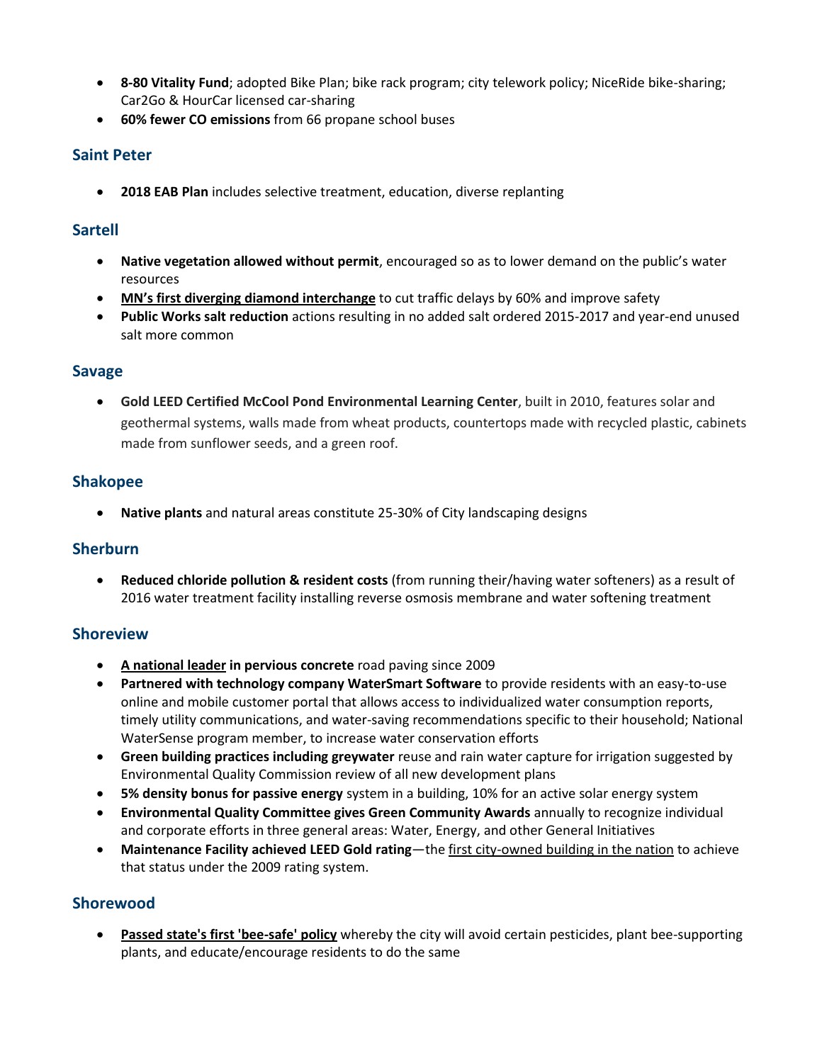- **8-80 Vitality Fund**; adopted Bike Plan; bike rack program; city telework policy; NiceRide bike-sharing; Car2Go & HourCar licensed car-sharing
- **60% fewer CO emissions** from 66 propane school buses

## Saint Peter

- **2018 EAB Plan** includes selective treatment, education, diverse replanting

## Sartell

- **Native vegetation allowed without permit**, encouraged so as to lower demand on the public's water resources
- **MN's first diverging diamond interchange** to cut traffic delays by 60% and improve safety
- **Public Works salt reduction** actions resulting in no added salt ordered 2015-2017 and year-end unused salt more common

## Savage

- **Gold LEED Certified McCool Pond Environmental Learning Center**, built in 2010, features solar and geothermal systems, walls made from wheat products, countertops made with recycled plastic, cabinets made from sunflower seeds, and a green roof.

## Shakopee

- **Native plants** and natural areas constitute 25-30% of City landscaping designs

## Sherburn

- **Reduced chloride pollution & resident costs** (from running their/having water softeners) as a result of 2016 water treatment facility installing reverse osmosis membrane and water softening treatment

## Shoreview

- **A national leader in pervious concrete** road paving since 2009
- **Partnered with technology company WaterSmart Software** to provide residents with an easy-to-use online and mobile customer portal that allows access to individualized water consumption reports, timely utility communications, and water-saving recommendations specific to their household; National WaterSense program member, to increase water conservation efforts
- **Green building practices including greywater** reuse and rain water capture for irrigation suggested by Environmental Quality Commission review of all new development plans
- **5% density bonus for passive energy** system in a building, 10% for an active solar energy system
- **Environmental Quality Committee gives Green Community Awards** annually to recognize individual and corporate efforts in three general areas: Water, Energy, and other General Initiatives
- **Maintenance Facility achieved LEED Gold rating**—the first city-owned building in the nation to achieve that status under the 2009 rating system.

## Shorewood

- **Passed state's first 'bee-safe' policy** whereby the city will avoid certain pesticides, plant bee-supporting plants, and educate/encourage residents to do the same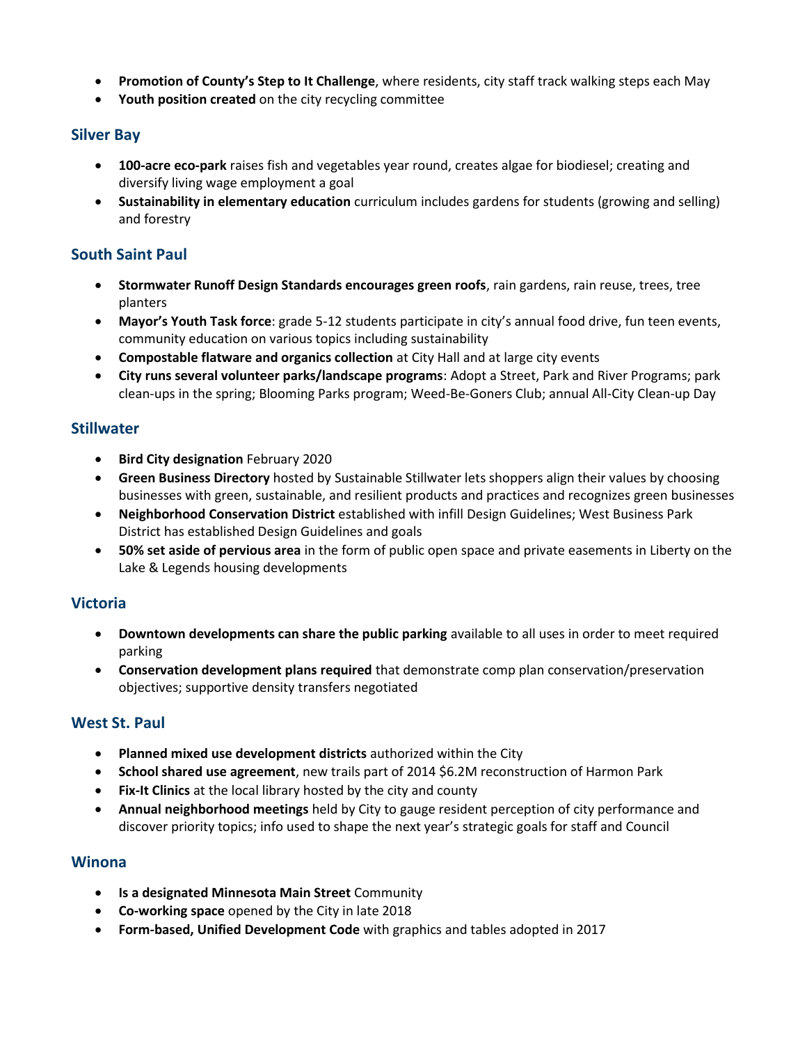- **Promotion of County's Step to It Challenge**, where residents, city staff track walking steps each May
- **Youth position created** on the city recycling committee

### Silver Bay

- **100-acre eco-park** raises fish and vegetables year round, creates algae for biodiesel; creating and diversify living wage employment a goal
- **Sustainability in elementary education** curriculum includes gardens for students (growing and selling) and forestry

### South Saint Paul

- **Stormwater Runoff Design Standards encourages green roofs**, rain gardens, rain reuse, trees, tree planters
- **Mayor's Youth Task force**: grade 5-12 students participate in city's annual food drive, fun teen events, community education on various topics including sustainability
- **Compostable flatware and organics collection** at City Hall and at large city events
- **City runs several volunteer parks/landscape programs**: Adopt a Street, Park and River Programs; park clean-ups in the spring; Blooming Parks program; Weed-Be-Goners Club; annual All-City Clean-up Day

### Stillwater

- **Bird City designation** February 2020
- **Green Business Directory** hosted by Sustainable Stillwater lets shoppers align their values by choosing businesses with green, sustainable, and resilient products and practices and recognizes green businesses
- **Neighborhood Conservation District** established with infill Design Guidelines; West Business Park District has established Design Guidelines and goals
- **50% set aside of pervious area** in the form of public open space and private easements in Liberty on the Lake & Legends housing developments

### Victoria

- **Downtown developments can share the public parking** available to all uses in order to meet required parking
- **Conservation development plans required** that demonstrate comp plan conservation/preservation objectives; supportive density transfers negotiated

### West St. Paul

- **Planned mixed use development districts** authorized within the City
- **School shared use agreement**, new trails part of 2014 $6.2M reconstruction of Harmon Park
- **Fix-It Clinics** at the local library hosted by the city and county
- **Annual neighborhood meetings** held by City to gauge resident perception of city performance and discover priority topics; info used to shape the next year's strategic goals for staff and Council

### Winona

- **Is a designated Minnesota Main Street** Community
- **Co-working space** opened by the City in late 2018
- **Form-based, Unified Development Code** with graphics and tables adopted in 2017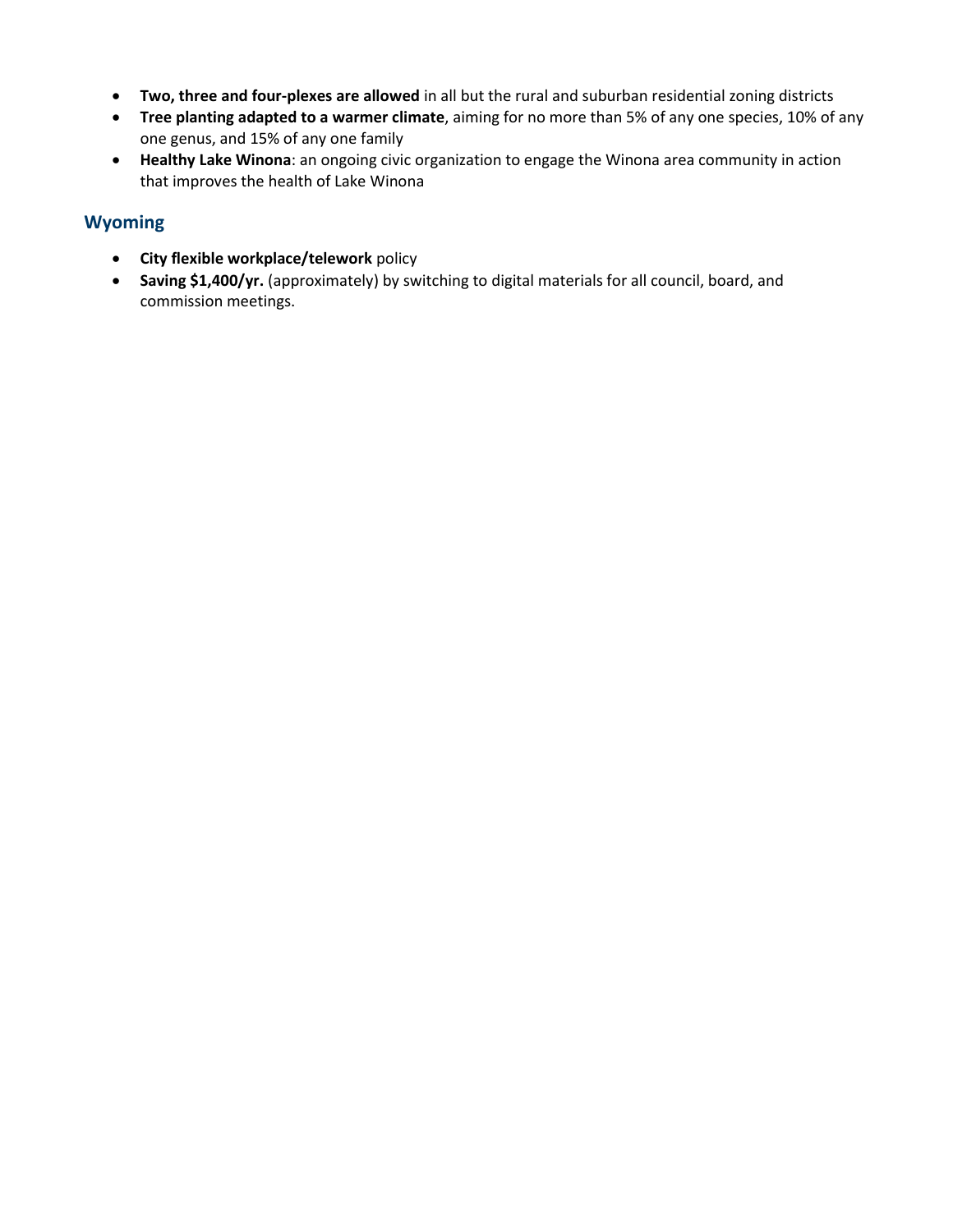- **Two, three and four-plexes are allowed** in all but the rural and suburban residential zoning districts
- **Tree planting adapted to a warmer climate**, aiming for no more than 5% of any one species, 10% of any one genus, and 15% of any one family
- **Healthy Lake Winona**: an ongoing civic organization to engage the Winona area community in action that improves the health of Lake Winona

## Wyoming

- **City flexible workplace/telework** policy
- **Saving $1,400/yr.** (approximately) by switching to digital materials for all council, board, and commission meetings.